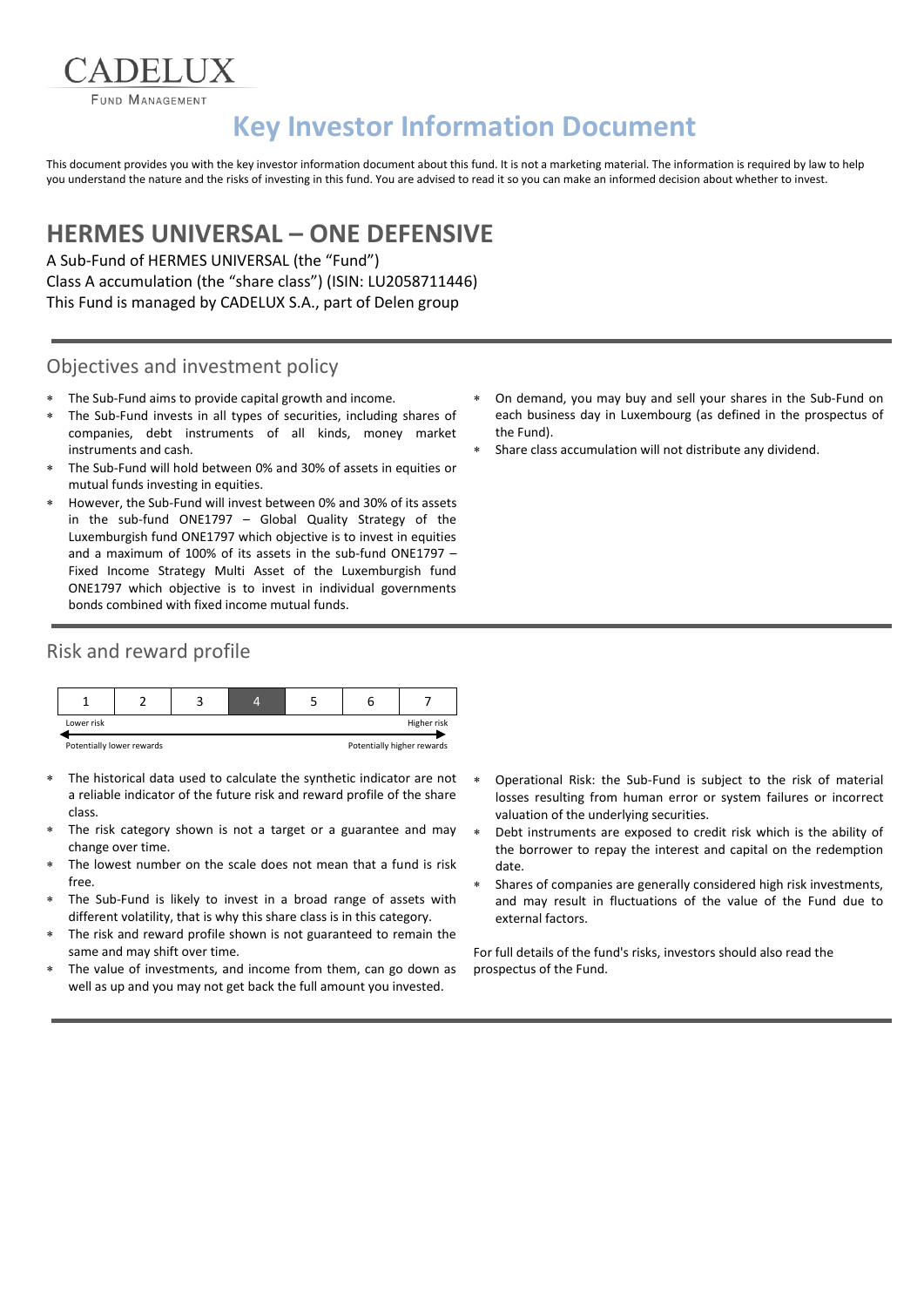CADELUX

FUND MANAGEMENT

# Key Investor Information Document

This document provides you with the key investor information document about this fund. It is not a marketing material. The information is required by law to help you understand the nature and the risks of investing in this fund. You are advised to read it so you can make an informed decision about whether to invest.

## HERMES UNIVERSAL – ONE DEFENSIVE

A Sub-Fund of HERMES UNIVERSAL (the "Fund")
Class A accumulation (the "share class") (ISIN: LU2058711446)
This Fund is managed by CADELUX S.A., part of Delen group

### Objectives and investment policy

- The Sub-Fund aims to provide capital growth and income.
- The Sub-Fund invests in all types of securities, including shares of companies, debt instruments of all kinds, money market instruments and cash.
- The Sub-Fund will hold between 0% and 30% of assets in equities or mutual funds investing in equities.
- However, the Sub-Fund will invest between 0% and 30% of its assets in the sub-fund ONE1797 – Global Quality Strategy of the Luxemburgish fund ONE1797 which objective is to invest in equities and a maximum of 100% of its assets in the sub-fund ONE1797 – Fixed Income Strategy Multi Asset of the Luxemburgish fund ONE1797 which objective is to invest in individual governments bonds combined with fixed income mutual funds.
- On demand, you may buy and sell your shares in the Sub-Fund on each business day in Luxembourg (as defined in the prospectus of the Fund).
- Share class accumulation will not distribute any dividend.

### Risk and reward profile

| 1 | 2 | 3 | **4** | 5 | 6 | 7 |
|---|---|---|---|---|---|---|

Lower risk — Higher risk

Potentially lower rewards — Potentially higher rewards

- The historical data used to calculate the synthetic indicator are not a reliable indicator of the future risk and reward profile of the share class.
- The risk category shown is not a target or a guarantee and may change over time.
- The lowest number on the scale does not mean that a fund is risk free.
- The Sub-Fund is likely to invest in a broad range of assets with different volatility, that is why this share class is in this category.
- The risk and reward profile shown is not guaranteed to remain the same and may shift over time.
- The value of investments, and income from them, can go down as well as up and you may not get back the full amount you invested.
- Operational Risk: the Sub-Fund is subject to the risk of material losses resulting from human error or system failures or incorrect valuation of the underlying securities.
- Debt instruments are exposed to credit risk which is the ability of the borrower to repay the interest and capital on the redemption date.
- Shares of companies are generally considered high risk investments, and may result in fluctuations of the value of the Fund due to external factors.

For full details of the fund's risks, investors should also read the prospectus of the Fund.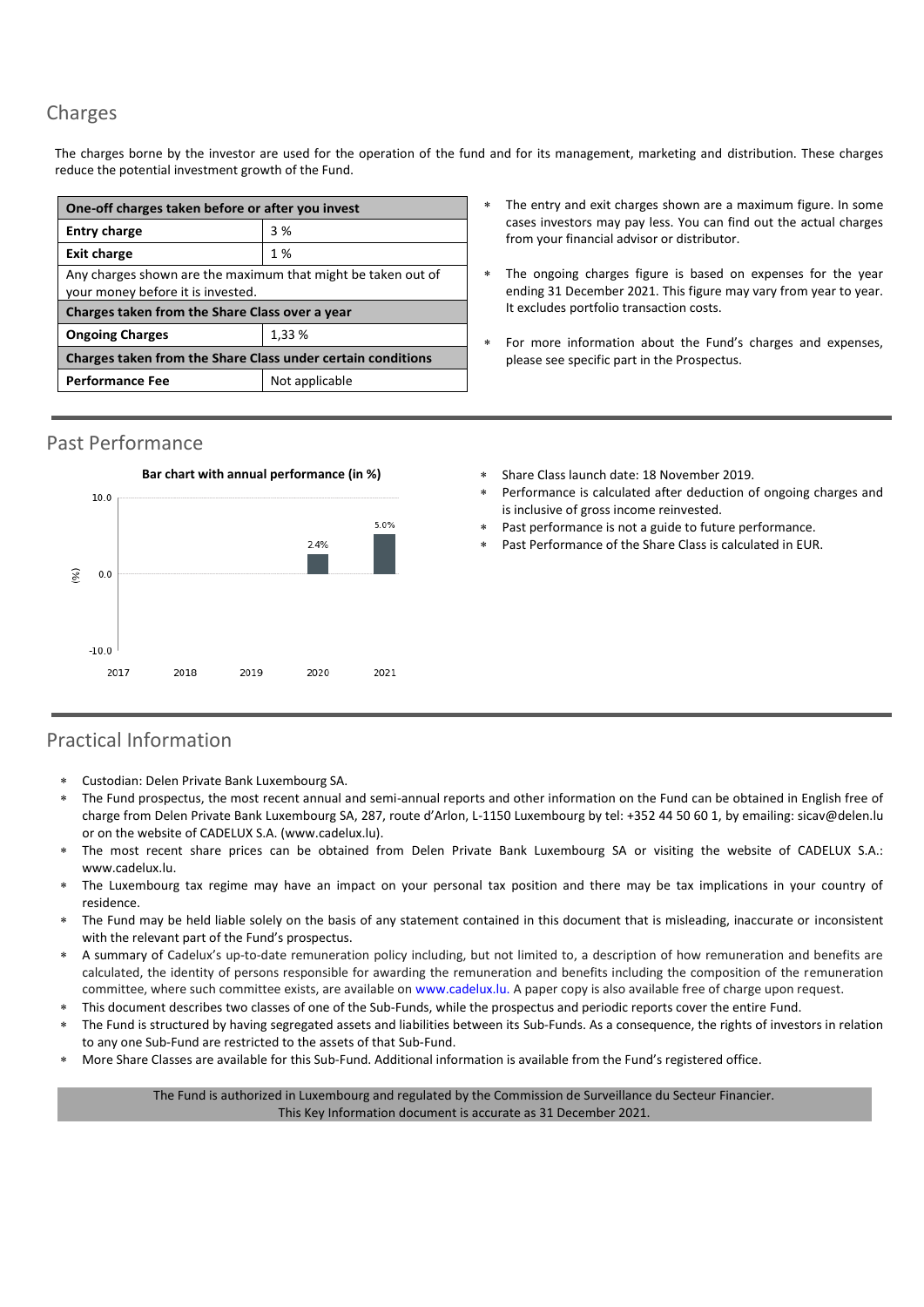## Charges

The charges borne by the investor are used for the operation of the fund and for its management, marketing and distribution. These charges reduce the potential investment growth of the Fund.

| | |
|---|---|
| **One-off charges taken before or after you invest** | |
| **Entry charge** | 3 % |
| **Exit charge** | 1 % |
| Any charges shown are the maximum that might be taken out of your money before it is invested. | |
| **Charges taken from the Share Class over a year** | |
| **Ongoing Charges** | 1,33 % |
| **Charges taken from the Share Class under certain conditions** | |
| **Performance Fee** | Not applicable |

- The entry and exit charges shown are a maximum figure. In some cases investors may pay less. You can find out the actual charges from your financial advisor or distributor.
- The ongoing charges figure is based on expenses for the year ending 31 December 2021. This figure may vary from year to year. It excludes portfolio transaction costs.
- For more information about the Fund's charges and expenses, please see specific part in the Prospectus.

## Past Performance

**Bar chart with annual performance (in %)**

10.0
0.0
-10.0
(%)
2.4%
5.0%
2017 2018 2019 2020 2021

- Share Class launch date: 18 November 2019.
- Performance is calculated after deduction of ongoing charges and is inclusive of gross income reinvested.
- Past performance is not a guide to future performance.
- Past Performance of the Share Class is calculated in EUR.

## Practical Information

- Custodian: Delen Private Bank Luxembourg SA.
- The Fund prospectus, the most recent annual and semi-annual reports and other information on the Fund can be obtained in English free of charge from Delen Private Bank Luxembourg SA, 287, route d'Arlon, L-1150 Luxembourg by tel: +352 44 50 60 1, by emailing: sicav@delen.lu or on the website of CADELUX S.A. (www.cadelux.lu).
- The most recent share prices can be obtained from Delen Private Bank Luxembourg SA or visiting the website of CADELUX S.A.: www.cadelux.lu.
- The Luxembourg tax regime may have an impact on your personal tax position and there may be tax implications in your country of residence.
- The Fund may be held liable solely on the basis of any statement contained in this document that is misleading, inaccurate or inconsistent with the relevant part of the Fund's prospectus.
- A summary of Cadelux's up-to-date remuneration policy including, but not limited to, a description of how remuneration and benefits are calculated, the identity of persons responsible for awarding the remuneration and benefits including the composition of the remuneration committee, where such committee exists, are available on www.cadelux.lu. A paper copy is also available free of charge upon request.
- This document describes two classes of one of the Sub-Funds, while the prospectus and periodic reports cover the entire Fund.
- The Fund is structured by having segregated assets and liabilities between its Sub-Funds. As a consequence, the rights of investors in relation to any one Sub-Fund are restricted to the assets of that Sub-Fund.
- More Share Classes are available for this Sub-Fund. Additional information is available from the Fund's registered office.

The Fund is authorized in Luxembourg and regulated by the Commission de Surveillance du Secteur Financier.
This Key Information document is accurate as 31 December 2021.